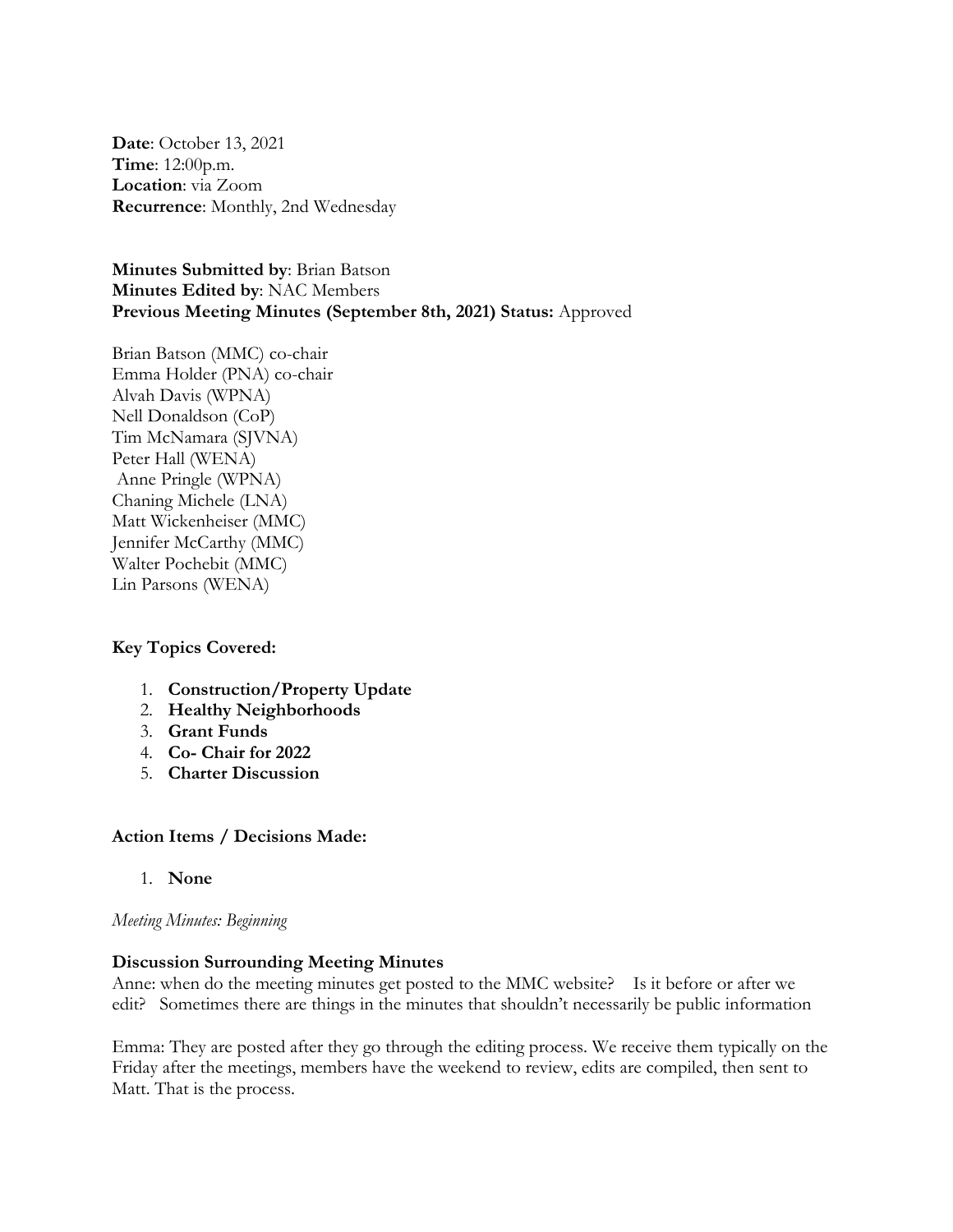**Date**: October 13, 2021
**Time**: 12:00p.m.
**Location**: via Zoom
**Recurrence**: Monthly, 2nd Wednesday

**Minutes Submitted by**: Brian Batson
**Minutes Edited by**: NAC Members
**Previous Meeting Minutes (September 8th, 2021) Status:** Approved

Brian Batson (MMC) co-chair
Emma Holder (PNA) co-chair
Alvah Davis (WPNA)
Nell Donaldson (CoP)
Tim McNamara (SJVNA)
Peter Hall (WENA)
Anne Pringle (WPNA)
Chaning Michele (LNA)
Matt Wickenheiser (MMC)
Jennifer McCarthy (MMC)
Walter Pochebit (MMC)
Lin Parsons (WENA)

**Key Topics Covered:**

1. **Construction/Property Update**
2. **Healthy Neighborhoods**
3. **Grant Funds**
4. **Co- Chair for 2022**
5. **Charter Discussion**

**Action Items / Decisions Made:**

1. **None**

*Meeting Minutes: Beginning*

**Discussion Surrounding Meeting Minutes**

Anne: when do the meeting minutes get posted to the MMC website? Is it before or after we edit? Sometimes there are things in the minutes that shouldn't necessarily be public information

Emma: They are posted after they go through the editing process. We receive them typically on the Friday after the meetings, members have the weekend to review, edits are compiled, then sent to Matt. That is the process.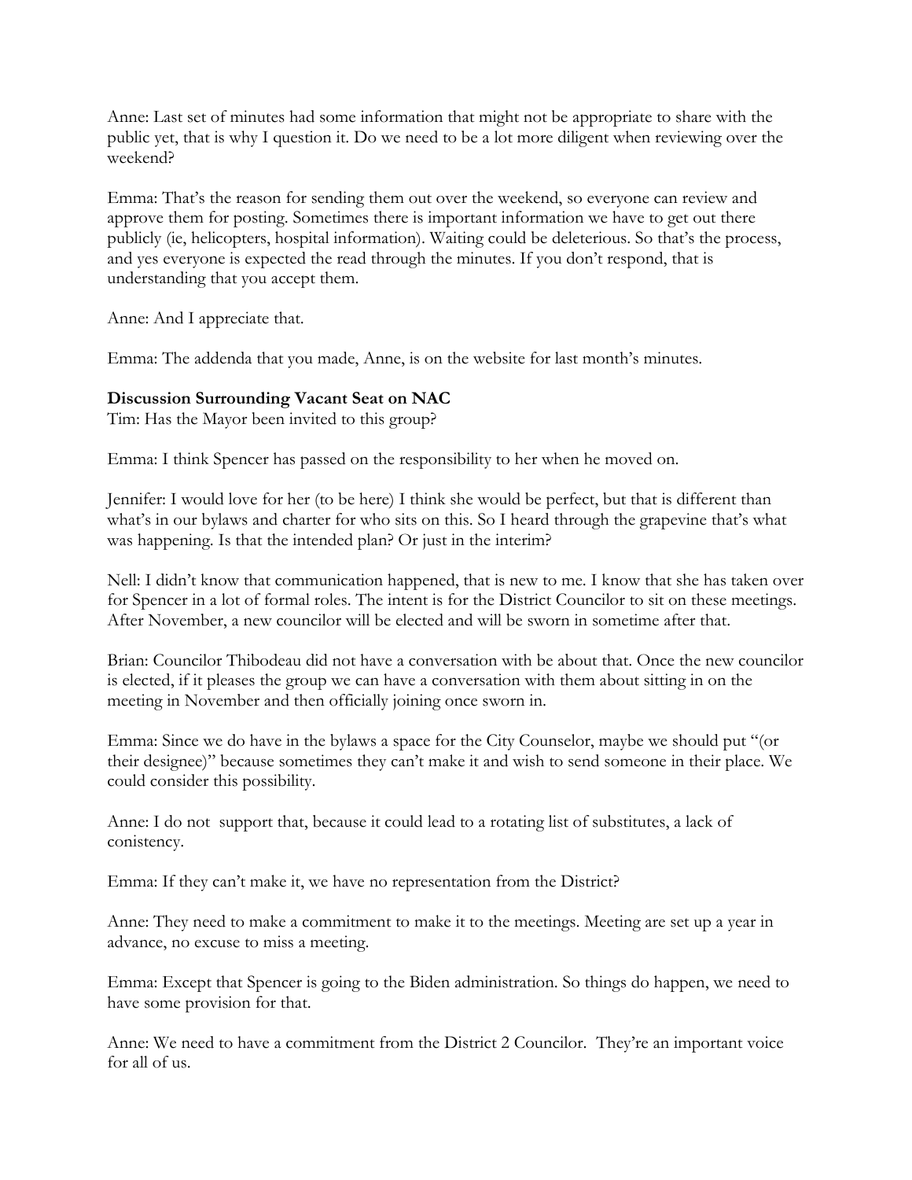Anne: Last set of minutes had some information that might not be appropriate to share with the public yet, that is why I question it. Do we need to be a lot more diligent when reviewing over the weekend?

Emma: That's the reason for sending them out over the weekend, so everyone can review and approve them for posting. Sometimes there is important information we have to get out there publicly (ie, helicopters, hospital information). Waiting could be deleterious. So that's the process, and yes everyone is expected the read through the minutes. If you don't respond, that is understanding that you accept them.

Anne: And I appreciate that.

Emma: The addenda that you made, Anne, is on the website for last month's minutes.

**Discussion Surrounding Vacant Seat on NAC**

Tim: Has the Mayor been invited to this group?

Emma: I think Spencer has passed on the responsibility to her when he moved on.

Jennifer: I would love for her (to be here) I think she would be perfect, but that is different than what's in our bylaws and charter for who sits on this. So I heard through the grapevine that's what was happening. Is that the intended plan? Or just in the interim?

Nell: I didn't know that communication happened, that is new to me. I know that she has taken over for Spencer in a lot of formal roles. The intent is for the District Councilor to sit on these meetings. After November, a new councilor will be elected and will be sworn in sometime after that.

Brian: Councilor Thibodeau did not have a conversation with be about that. Once the new councilor is elected, if it pleases the group we can have a conversation with them about sitting in on the meeting in November and then officially joining once sworn in.

Emma: Since we do have in the bylaws a space for the City Counselor, maybe we should put "(or their designee)" because sometimes they can't make it and wish to send someone in their place. We could consider this possibility.

Anne: I do not support that, because it could lead to a rotating list of substitutes, a lack of conistency.

Emma: If they can't make it, we have no representation from the District?

Anne: They need to make a commitment to make it to the meetings. Meeting are set up a year in advance, no excuse to miss a meeting.

Emma: Except that Spencer is going to the Biden administration. So things do happen, we need to have some provision for that.

Anne: We need to have a commitment from the District 2 Councilor. They're an important voice for all of us.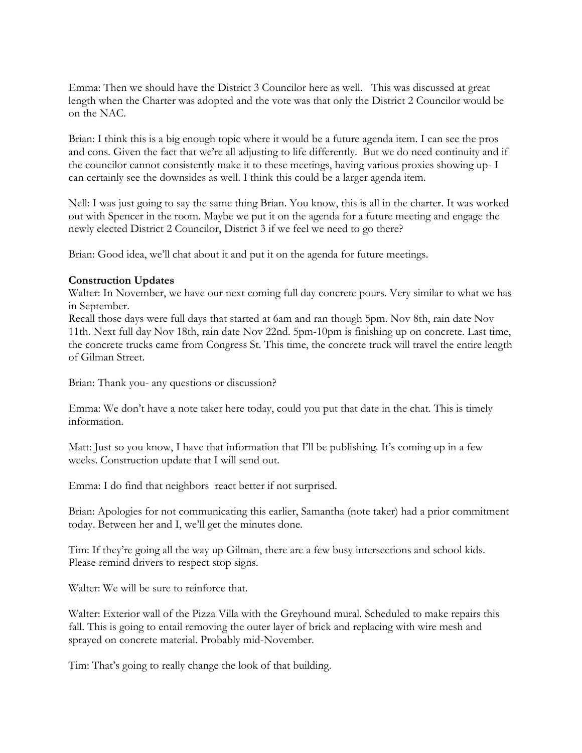Emma: Then we should have the District 3 Councilor here as well. This was discussed at great length when the Charter was adopted and the vote was that only the District 2 Councilor would be on the NAC.

Brian: I think this is a big enough topic where it would be a future agenda item. I can see the pros and cons. Given the fact that we're all adjusting to life differently. But we do need continuity and if the councilor cannot consistently make it to these meetings, having various proxies showing up- I can certainly see the downsides as well. I think this could be a larger agenda item.

Nell: I was just going to say the same thing Brian. You know, this is all in the charter. It was worked out with Spencer in the room. Maybe we put it on the agenda for a future meeting and engage the newly elected District 2 Councilor, District 3 if we feel we need to go there?

Brian: Good idea, we'll chat about it and put it on the agenda for future meetings.

**Construction Updates**

Walter: In November, we have our next coming full day concrete pours. Very similar to what we has in September.
Recall those days were full days that started at 6am and ran though 5pm. Nov 8th, rain date Nov 11th. Next full day Nov 18th, rain date Nov 22nd. 5pm-10pm is finishing up on concrete. Last time, the concrete trucks came from Congress St. This time, the concrete truck will travel the entire length of Gilman Street.

Brian: Thank you- any questions or discussion?

Emma: We don't have a note taker here today, could you put that date in the chat. This is timely information.

Matt: Just so you know, I have that information that I'll be publishing. It's coming up in a few weeks. Construction update that I will send out.

Emma: I do find that neighbors react better if not surprised.

Brian: Apologies for not communicating this earlier, Samantha (note taker) had a prior commitment today. Between her and I, we'll get the minutes done.

Tim: If they're going all the way up Gilman, there are a few busy intersections and school kids. Please remind drivers to respect stop signs.

Walter: We will be sure to reinforce that.

Walter: Exterior wall of the Pizza Villa with the Greyhound mural. Scheduled to make repairs this fall. This is going to entail removing the outer layer of brick and replacing with wire mesh and sprayed on concrete material. Probably mid-November.

Tim: That's going to really change the look of that building.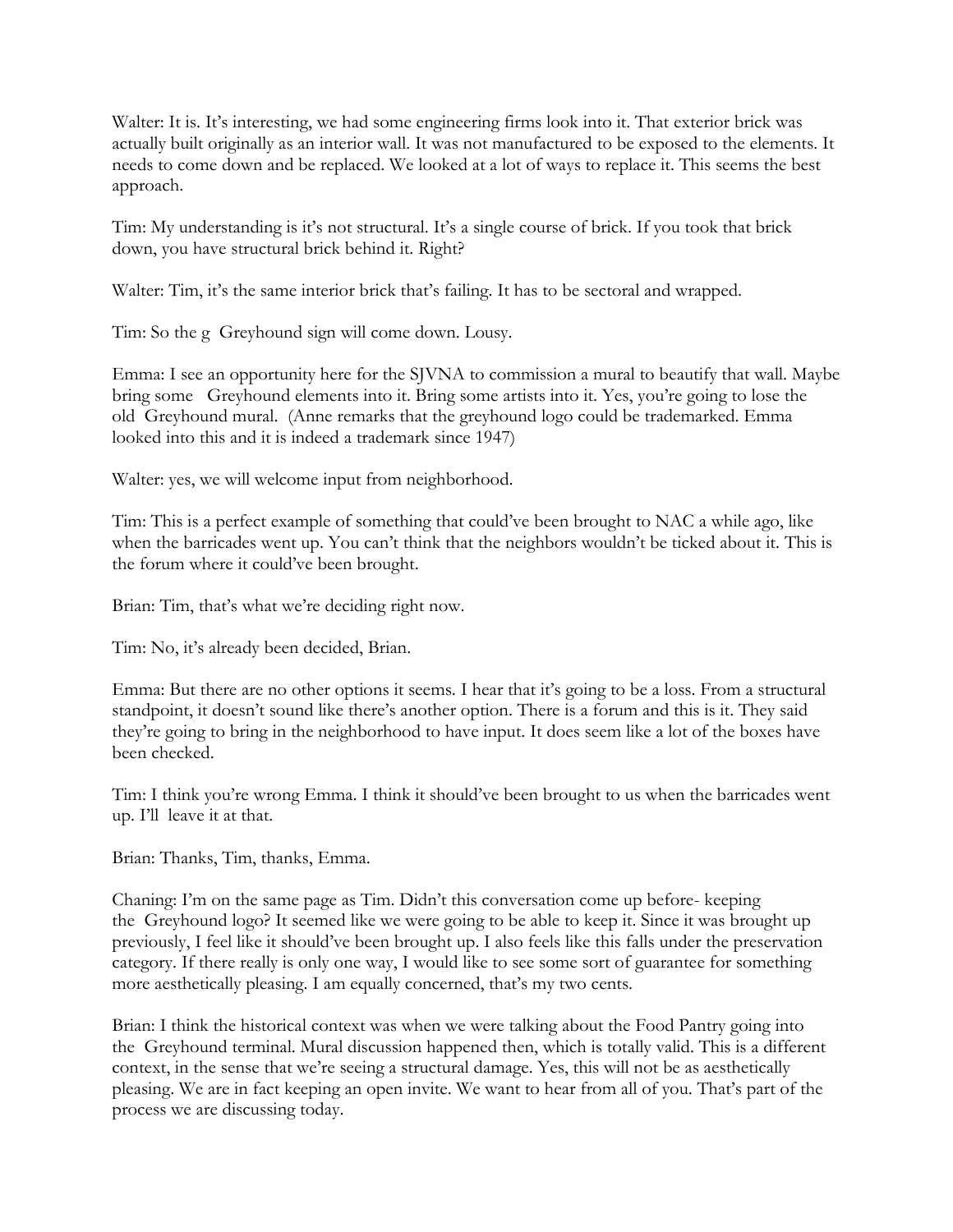Walter: It is. It's interesting, we had some engineering firms look into it. That exterior brick was actually built originally as an interior wall. It was not manufactured to be exposed to the elements. It needs to come down and be replaced. We looked at a lot of ways to replace it. This seems the best approach.

Tim: My understanding is it's not structural. It's a single course of brick. If you took that brick down, you have structural brick behind it. Right?

Walter: Tim, it's the same interior brick that's failing. It has to be sectoral and wrapped.

Tim: So the g Greyhound sign will come down. Lousy.

Emma: I see an opportunity here for the SJVNA to commission a mural to beautify that wall. Maybe bring some Greyhound elements into it. Bring some artists into it. Yes, you're going to lose the old Greyhound mural. (Anne remarks that the greyhound logo could be trademarked. Emma looked into this and it is indeed a trademark since 1947)

Walter: yes, we will welcome input from neighborhood.

Tim: This is a perfect example of something that could've been brought to NAC a while ago, like when the barricades went up. You can't think that the neighbors wouldn't be ticked about it. This is the forum where it could've been brought.

Brian: Tim, that's what we're deciding right now.

Tim: No, it's already been decided, Brian.

Emma: But there are no other options it seems. I hear that it's going to be a loss. From a structural standpoint, it doesn't sound like there's another option. There is a forum and this is it. They said they're going to bring in the neighborhood to have input. It does seem like a lot of the boxes have been checked.

Tim: I think you're wrong Emma. I think it should've been brought to us when the barricades went up. I'll leave it at that.

Brian: Thanks, Tim, thanks, Emma.

Chaning: I'm on the same page as Tim. Didn't this conversation come up before- keeping the Greyhound logo? It seemed like we were going to be able to keep it. Since it was brought up previously, I feel like it should've been brought up. I also feels like this falls under the preservation category. If there really is only one way, I would like to see some sort of guarantee for something more aesthetically pleasing. I am equally concerned, that's my two cents.

Brian: I think the historical context was when we were talking about the Food Pantry going into the Greyhound terminal. Mural discussion happened then, which is totally valid. This is a different context, in the sense that we're seeing a structural damage. Yes, this will not be as aesthetically pleasing. We are in fact keeping an open invite. We want to hear from all of you. That's part of the process we are discussing today.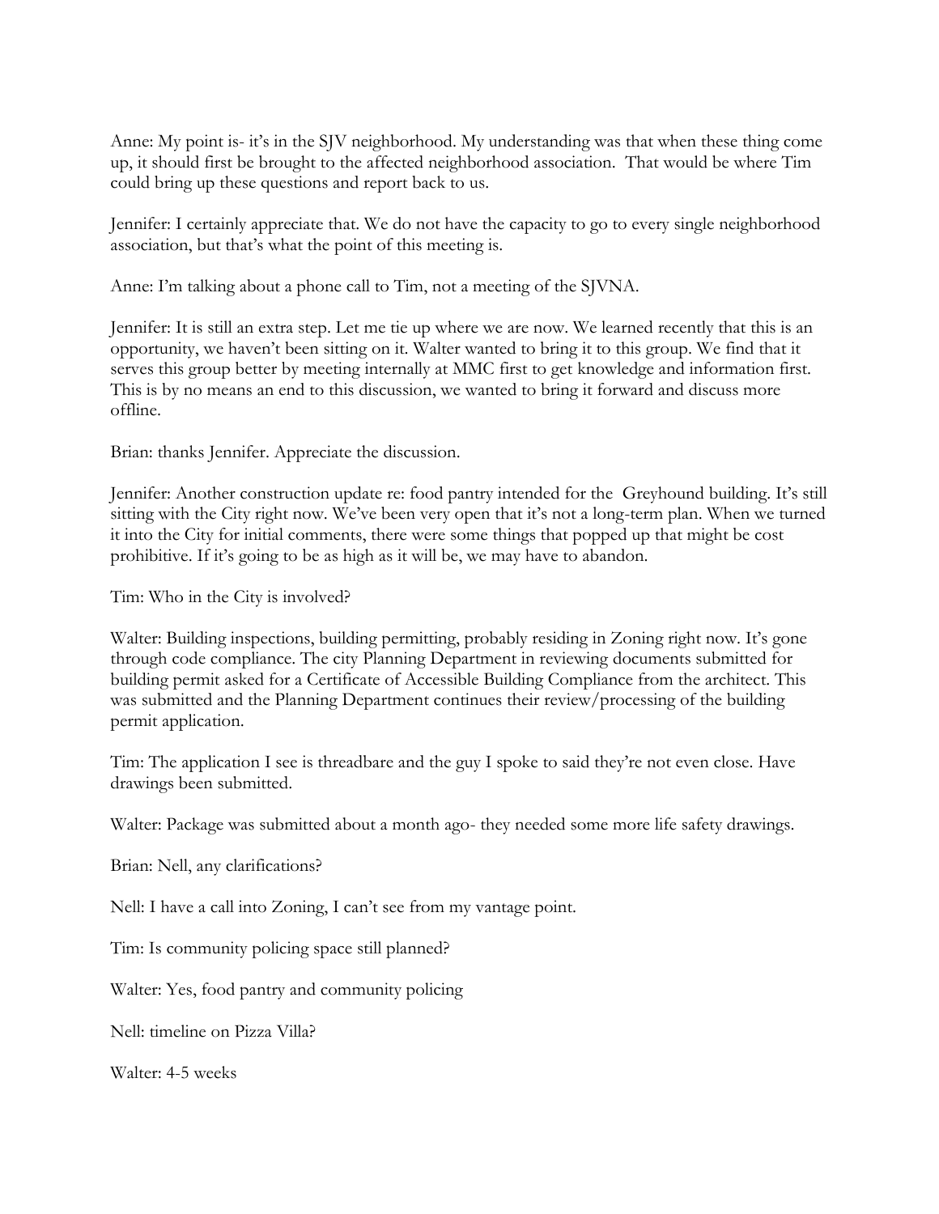Anne: My point is- it's in the SJV neighborhood. My understanding was that when these thing come up, it should first be brought to the affected neighborhood association. That would be where Tim could bring up these questions and report back to us.

Jennifer: I certainly appreciate that. We do not have the capacity to go to every single neighborhood association, but that's what the point of this meeting is.

Anne: I'm talking about a phone call to Tim, not a meeting of the SJVNA.

Jennifer: It is still an extra step. Let me tie up where we are now. We learned recently that this is an opportunity, we haven't been sitting on it. Walter wanted to bring it to this group. We find that it serves this group better by meeting internally at MMC first to get knowledge and information first. This is by no means an end to this discussion, we wanted to bring it forward and discuss more offline.

Brian: thanks Jennifer. Appreciate the discussion.

Jennifer: Another construction update re: food pantry intended for the Greyhound building. It's still sitting with the City right now. We've been very open that it's not a long-term plan. When we turned it into the City for initial comments, there were some things that popped up that might be cost prohibitive. If it's going to be as high as it will be, we may have to abandon.

Tim: Who in the City is involved?

Walter: Building inspections, building permitting, probably residing in Zoning right now. It's gone through code compliance. The city Planning Department in reviewing documents submitted for building permit asked for a Certificate of Accessible Building Compliance from the architect. This was submitted and the Planning Department continues their review/processing of the building permit application.

Tim: The application I see is threadbare and the guy I spoke to said they're not even close. Have drawings been submitted.

Walter: Package was submitted about a month ago- they needed some more life safety drawings.

Brian: Nell, any clarifications?

Nell: I have a call into Zoning, I can't see from my vantage point.

Tim: Is community policing space still planned?

Walter: Yes, food pantry and community policing

Nell: timeline on Pizza Villa?

Walter: 4-5 weeks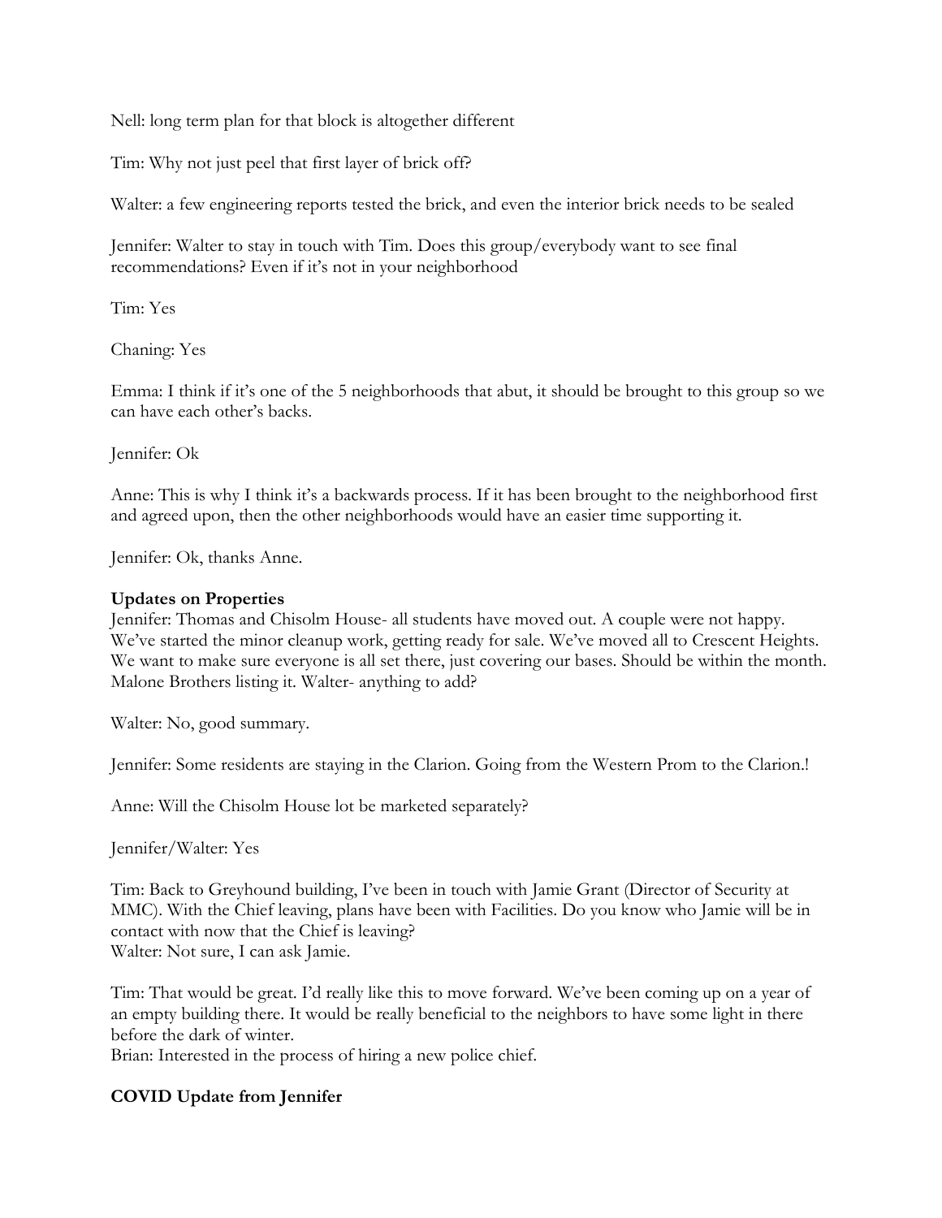Nell: long term plan for that block is altogether different

Tim: Why not just peel that first layer of brick off?

Walter: a few engineering reports tested the brick, and even the interior brick needs to be sealed

Jennifer: Walter to stay in touch with Tim. Does this group/everybody want to see final recommendations? Even if it's not in your neighborhood

Tim: Yes

Chaning: Yes

Emma: I think if it's one of the 5 neighborhoods that abut, it should be brought to this group so we can have each other's backs.

Jennifer: Ok

Anne: This is why I think it's a backwards process. If it has been brought to the neighborhood first and agreed upon, then the other neighborhoods would have an easier time supporting it.

Jennifer: Ok, thanks Anne.

**Updates on Properties**

Jennifer: Thomas and Chisolm House- all students have moved out. A couple were not happy. We've started the minor cleanup work, getting ready for sale. We've moved all to Crescent Heights. We want to make sure everyone is all set there, just covering our bases. Should be within the month. Malone Brothers listing it. Walter- anything to add?

Walter: No, good summary.

Jennifer: Some residents are staying in the Clarion. Going from the Western Prom to the Clarion.!

Anne: Will the Chisolm House lot be marketed separately?

Jennifer/Walter: Yes

Tim: Back to Greyhound building, I've been in touch with Jamie Grant (Director of Security at MMC). With the Chief leaving, plans have been with Facilities. Do you know who Jamie will be in contact with now that the Chief is leaving?
Walter: Not sure, I can ask Jamie.

Tim: That would be great. I'd really like this to move forward. We've been coming up on a year of an empty building there. It would be really beneficial to the neighbors to have some light in there before the dark of winter.
Brian: Interested in the process of hiring a new police chief.

**COVID Update from Jennifer**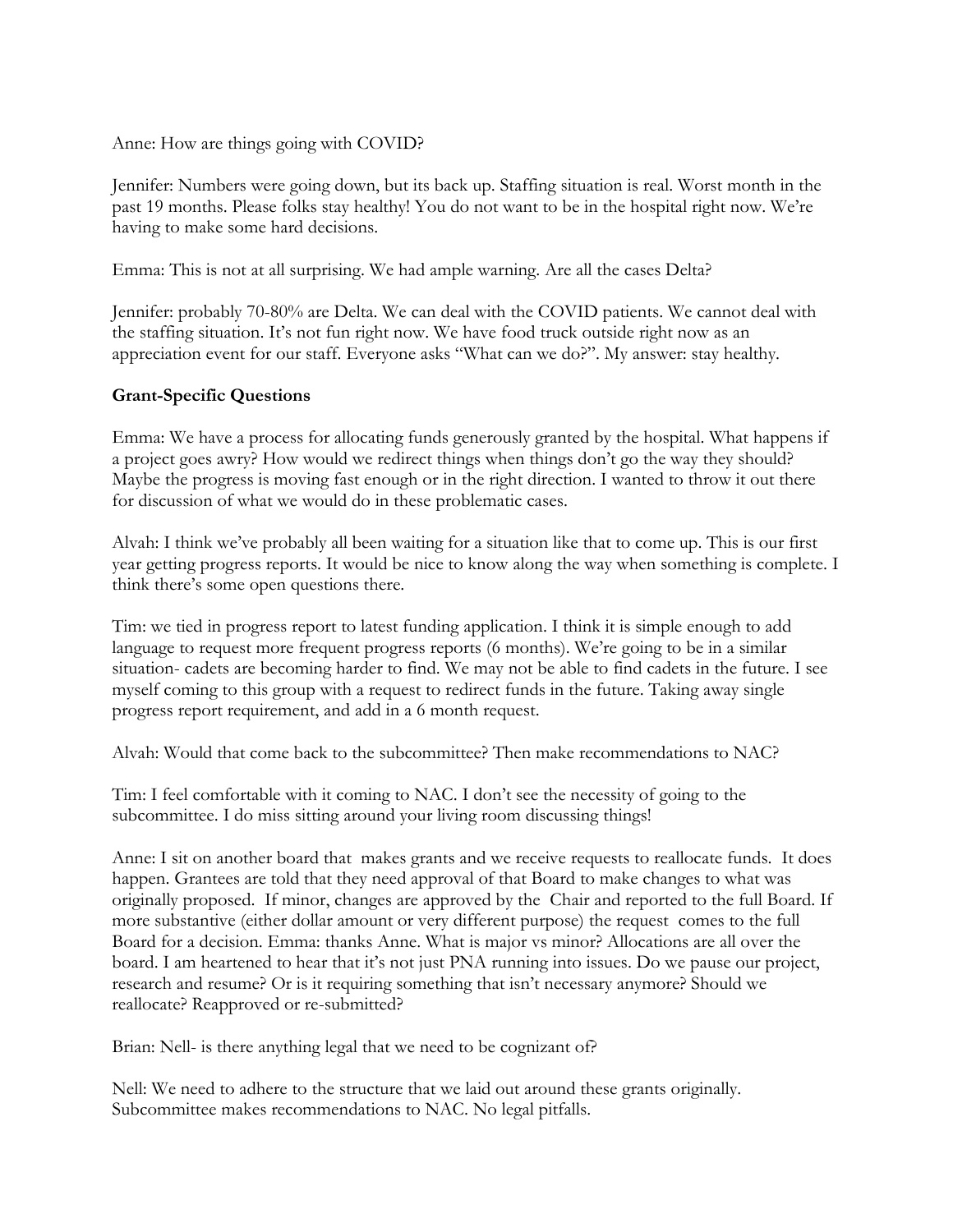Anne: How are things going with COVID?

Jennifer: Numbers were going down, but its back up. Staffing situation is real. Worst month in the past 19 months. Please folks stay healthy! You do not want to be in the hospital right now. We're having to make some hard decisions.

Emma: This is not at all surprising. We had ample warning. Are all the cases Delta?

Jennifer: probably 70-80% are Delta. We can deal with the COVID patients. We cannot deal with the staffing situation. It's not fun right now. We have food truck outside right now as an appreciation event for our staff. Everyone asks "What can we do?". My answer: stay healthy.

**Grant-Specific Questions**

Emma: We have a process for allocating funds generously granted by the hospital. What happens if a project goes awry? How would we redirect things when things don't go the way they should? Maybe the progress is moving fast enough or in the right direction. I wanted to throw it out there for discussion of what we would do in these problematic cases.

Alvah: I think we've probably all been waiting for a situation like that to come up. This is our first year getting progress reports. It would be nice to know along the way when something is complete. I think there's some open questions there.

Tim: we tied in progress report to latest funding application. I think it is simple enough to add language to request more frequent progress reports (6 months). We're going to be in a similar situation- cadets are becoming harder to find. We may not be able to find cadets in the future. I see myself coming to this group with a request to redirect funds in the future. Taking away single progress report requirement, and add in a 6 month request.

Alvah: Would that come back to the subcommittee? Then make recommendations to NAC?

Tim: I feel comfortable with it coming to NAC. I don't see the necessity of going to the subcommittee. I do miss sitting around your living room discussing things!

Anne: I sit on another board that makes grants and we receive requests to reallocate funds. It does happen. Grantees are told that they need approval of that Board to make changes to what was originally proposed. If minor, changes are approved by the Chair and reported to the full Board. If more substantive (either dollar amount or very different purpose) the request comes to the full Board for a decision. Emma: thanks Anne. What is major vs minor? Allocations are all over the board. I am heartened to hear that it's not just PNA running into issues. Do we pause our project, research and resume? Or is it requiring something that isn't necessary anymore? Should we reallocate? Reapproved or re-submitted?

Brian: Nell- is there anything legal that we need to be cognizant of?

Nell: We need to adhere to the structure that we laid out around these grants originally. Subcommittee makes recommendations to NAC. No legal pitfalls.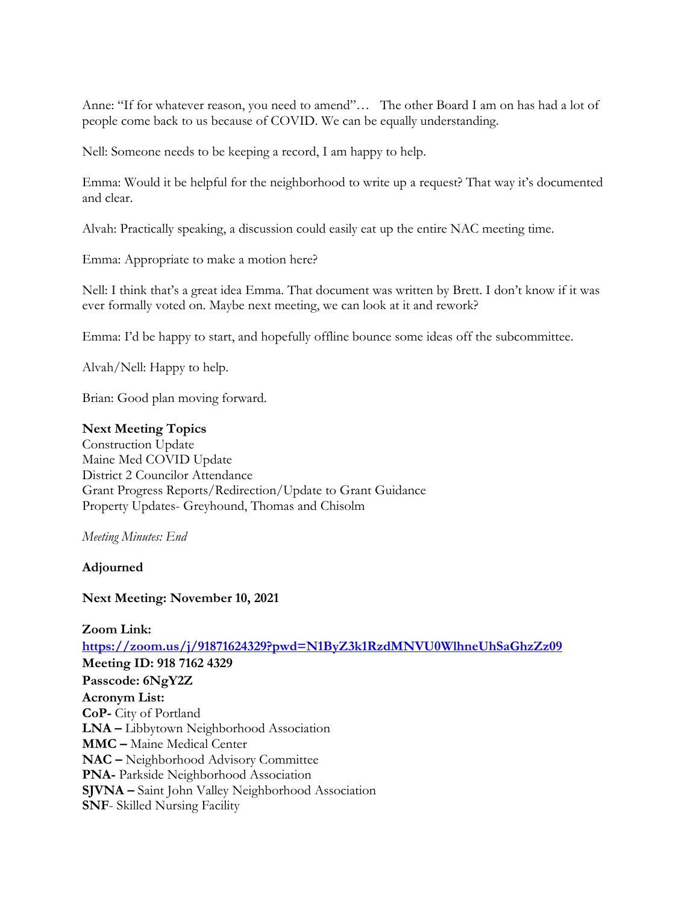Anne: "If for whatever reason, you need to amend"… The other Board I am on has had a lot of people come back to us because of COVID. We can be equally understanding.

Nell: Someone needs to be keeping a record, I am happy to help.

Emma: Would it be helpful for the neighborhood to write up a request? That way it's documented and clear.

Alvah: Practically speaking, a discussion could easily eat up the entire NAC meeting time.

Emma: Appropriate to make a motion here?

Nell: I think that's a great idea Emma. That document was written by Brett. I don't know if it was ever formally voted on. Maybe next meeting, we can look at it and rework?

Emma: I'd be happy to start, and hopefully offline bounce some ideas off the subcommittee.

Alvah/Nell: Happy to help.

Brian: Good plan moving forward.

**Next Meeting Topics**
Construction Update
Maine Med COVID Update
District 2 Councilor Attendance
Grant Progress Reports/Redirection/Update to Grant Guidance
Property Updates- Greyhound, Thomas and Chisolm

*Meeting Minutes: End*

**Adjourned**

**Next Meeting: November 10, 2021**

**Zoom Link:**
**https://zoom.us/j/91871624329?pwd=N1ByZ3k1RzdMNVU0WlhneUhSaGhzZz09**
**Meeting ID: 918 7162 4329**
**Passcode: 6NgY2Z**
**Acronym List:**
**CoP-** City of Portland
**LNA –** Libbytown Neighborhood Association
**MMC –** Maine Medical Center
**NAC –** Neighborhood Advisory Committee
**PNA-** Parkside Neighborhood Association
**SJVNA –** Saint John Valley Neighborhood Association
**SNF**- Skilled Nursing Facility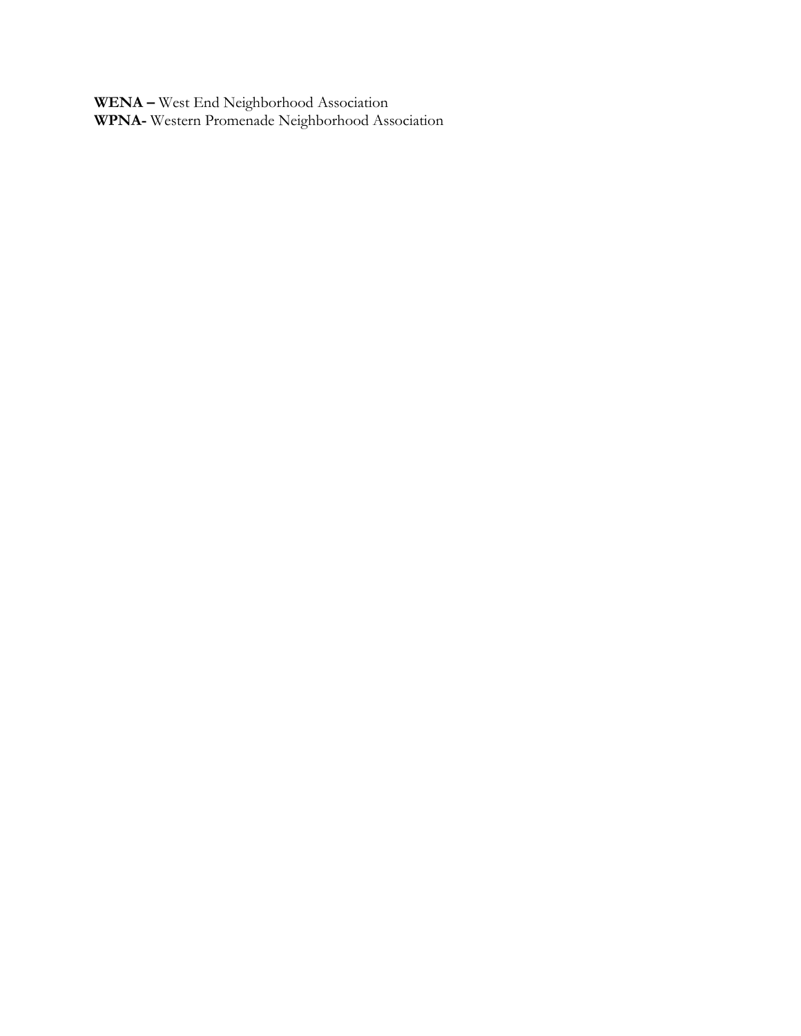**WENA –** West End Neighborhood Association
**WPNA-** Western Promenade Neighborhood Association